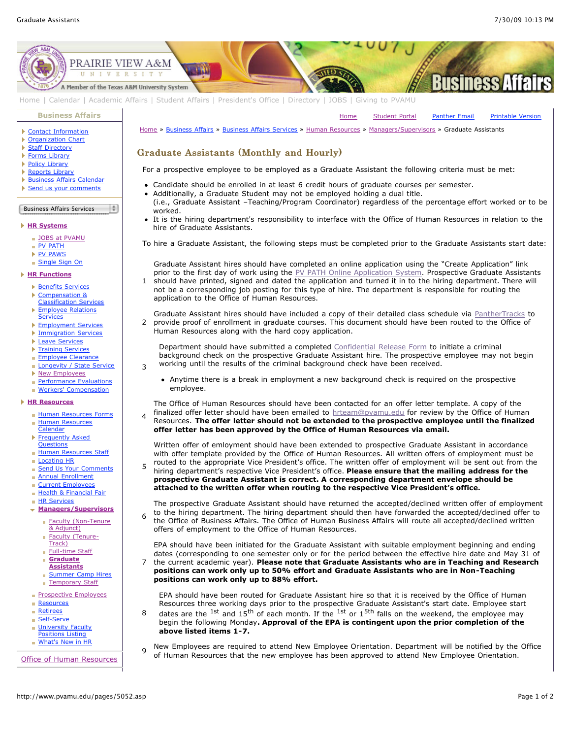Home | Calendar | Academic Affairs | Student Affairs | President's Office | Directory | JOBS | Giving to PVAMU

**Business Affairs**

- Contact Information
- Organization Chart
- Staff Directory
- Forms Library
- Policy Library
- Reports Library
- Business Affairs Calendar
- Send us your comments

Business Affairs Services

- **HR Systems**
  - JOBS at PVAMU
  - PV PATH
  - PV PAWS
  - Single Sign On
- **HR Functions**
  - Benefits Services
  - Compensation & Classification Services
  - Employee Relations Services
  - Employment Services
  - Immigration Services
  - Leave Services
  - Training Services
  - Employee Clearance
  - Longevity / State Service
  - New Employees
  - Performance Evaluations
  - Workers' Compensation
- **HR Resources**
  - Human Resources Forms
  - Human Resources Calendar
  - Frequently Asked Questions
  - Human Resources Staff
  - Locating HR
  - Send Us Your Comments
  - Annual Enrollment
  - Current Employees
  - Health & Financial Fair
  - HR Services
  - **Managers/Supervisors**
    - Faculty (Non-Tenure & Adjunct)
    - Faculty (Tenure-Track)
    - Full-time Staff
    - **Graduate Assistants**
    - Summer Camp Hires
    - Temporary Staff
  - Prospective Employees
  - Resources
  - Retirees
  - Self-Serve
  - University Faculty Positions Listing
  - What's New in HR

Office of Human Resources

Home | Student Portal | Panther Email | Printable Version

Home » Business Affairs » Business Affairs Services » Human Resources » Managers/Supervisors » Graduate Assistants

# Graduate Assistants (Monthly and Hourly)

For a prospective employee to be employed as a Graduate Assistant the following criteria must be met:

- Candidate should be enrolled in at least 6 credit hours of graduate courses per semester.
- Additionally, a Graduate Student may not be employed holding a dual title. (i.e., Graduate Assistant –Teaching/Program Coordinator) regardless of the percentage effort worked or to be worked.
- It is the hiring department's responsibility to interface with the Office of Human Resources in relation to the hire of Graduate Assistants.

To hire a Graduate Assistant, the following steps must be completed prior to the Graduate Assistants start date:

1. Graduate Assistant hires should have completed an online application using the "Create Application" link prior to the first day of work using the PV PATH Online Application System. Prospective Graduate Assistants should have printed, signed and dated the application and turned it in to the hiring department. There will not be a corresponding job posting for this type of hire. The department is responsible for routing the application to the Office of Human Resources.
2. Graduate Assistant hires should have included a copy of their detailed class schedule via PantherTracks to provide proof of enrollment in graduate courses. This document should have been routed to the Office of Human Resources along with the hard copy application.
3. Department should have submitted a completed Confidential Release Form to initiate a criminal background check on the prospective Graduate Assistant hire. The prospective employee may not begin working until the results of the criminal background check have been received.
   - Anytime there is a break in employment a new background check is required on the prospective employee.
4. The Office of Human Resources should have been contacted for an offer letter template. A copy of the finalized offer letter should have been emailed to hrteam@pvamu.edu for review by the Office of Human Resources. **The offer letter should not be extended to the prospective employee until the finalized offer letter has been approved by the Office of Human Resources via email.**
5. Written offer of emloyment should have been extended to prospective Graduate Assistant in accordance with offer template provided by the Office of Human Resources. All written offers of employment must be routed to the appropriate Vice President's office. The written offer of employment will be sent out from the hiring department's respective Vice President's office. **Please ensure that the mailing address for the prospective Graduate Assistant is correct. A corresponding department envelope should be attached to the written offer when routing to the respective Vice President's office.**
6. The prospective Graduate Assistant should have returned the accepted/declined written offer of employment to the hiring department. The hiring department should then have forwarded the accepted/declined offer to the Office of Business Affairs. The Office of Human Business Affairs will route all accepted/declined written offers of employment to the Office of Human Resources.
7. EPA should have been initiated for the Graduate Assistant with suitable employment beginning and ending dates (corresponding to one semester only or for the period between the effective hire date and May 31 of the current academic year). **Please note that Graduate Assistants who are in Teaching and Research positions can work only up to 50% effort and Graduate Assistants who are in Non-Teaching positions can work only up to 88% effort.**
8. EPA should have been routed for Graduate Assistant hire so that it is received by the Office of Human Resources three working days prior to the prospective Graduate Assistant's start date. Employee start dates are the 1st and 15th of each month. If the 1st or 15th falls on the weekend, the employee may begin the following Monday**. Approval of the EPA is contingent upon the prior completion of the above listed items 1-7.**
9. New Employees are required to attend New Employee Orientation. Department will be notified by the Office of Human Resources that the new employee has been approved to attend New Employee Orientation.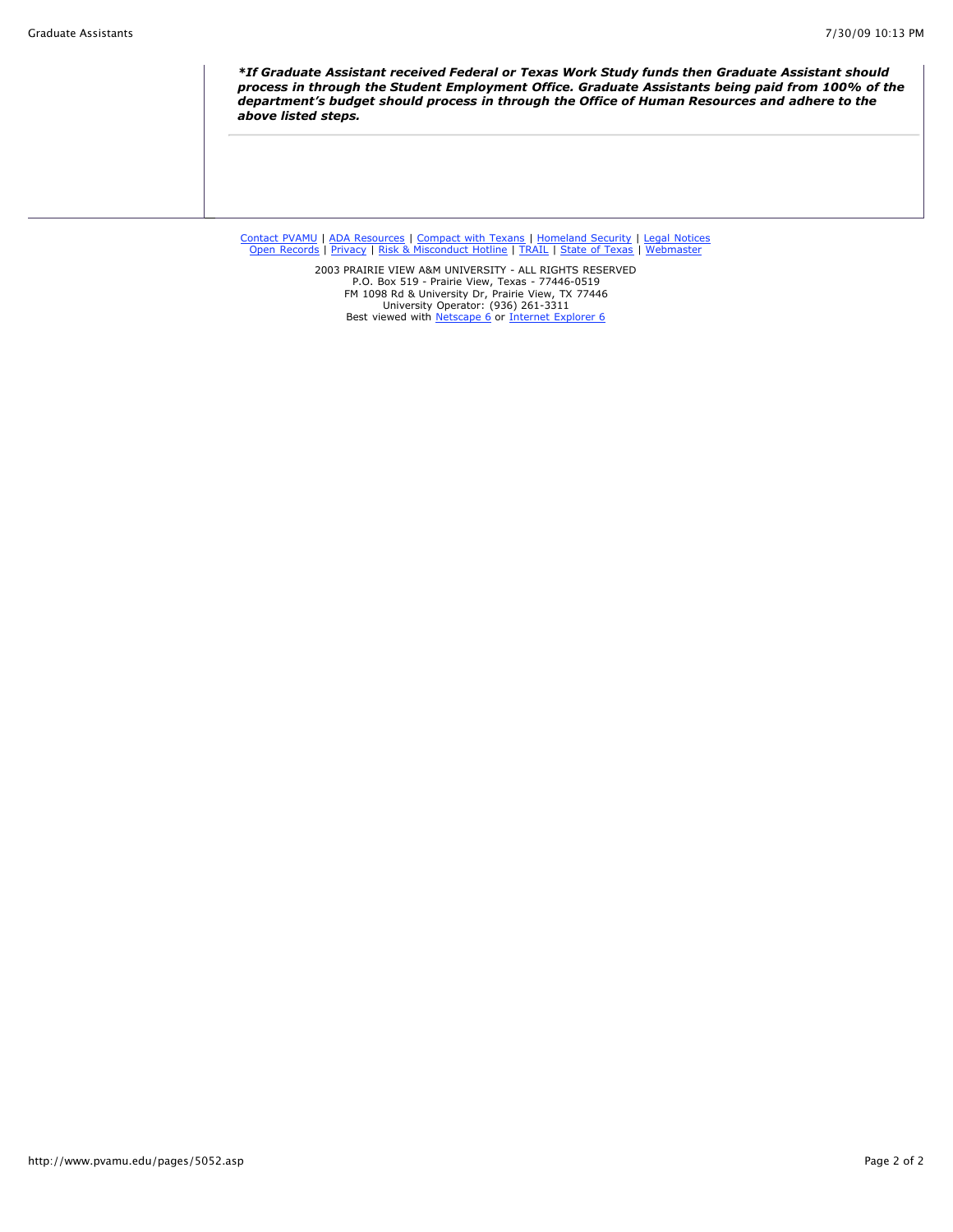***If Graduate Assistant received Federal or Texas Work Study funds then Graduate Assistant should process in through the Student Employment Office. Graduate Assistants being paid from 100% of the department's budget should process in through the Office of Human Resources and adhere to the above listed steps.***

---

Contact PVAMU | ADA Resources | Compact with Texans | Homeland Security | Legal Notices
Open Records | Privacy | Risk & Misconduct Hotline | TRAIL | State of Texas | Webmaster

2003 PRAIRIE VIEW A&M UNIVERSITY - ALL RIGHTS RESERVED
P.O. Box 519 - Prairie View, Texas - 77446-0519
FM 1098 Rd & University Dr, Prairie View, TX 77446
University Operator: (936) 261-3311
Best viewed with Netscape 6 or Internet Explorer 6